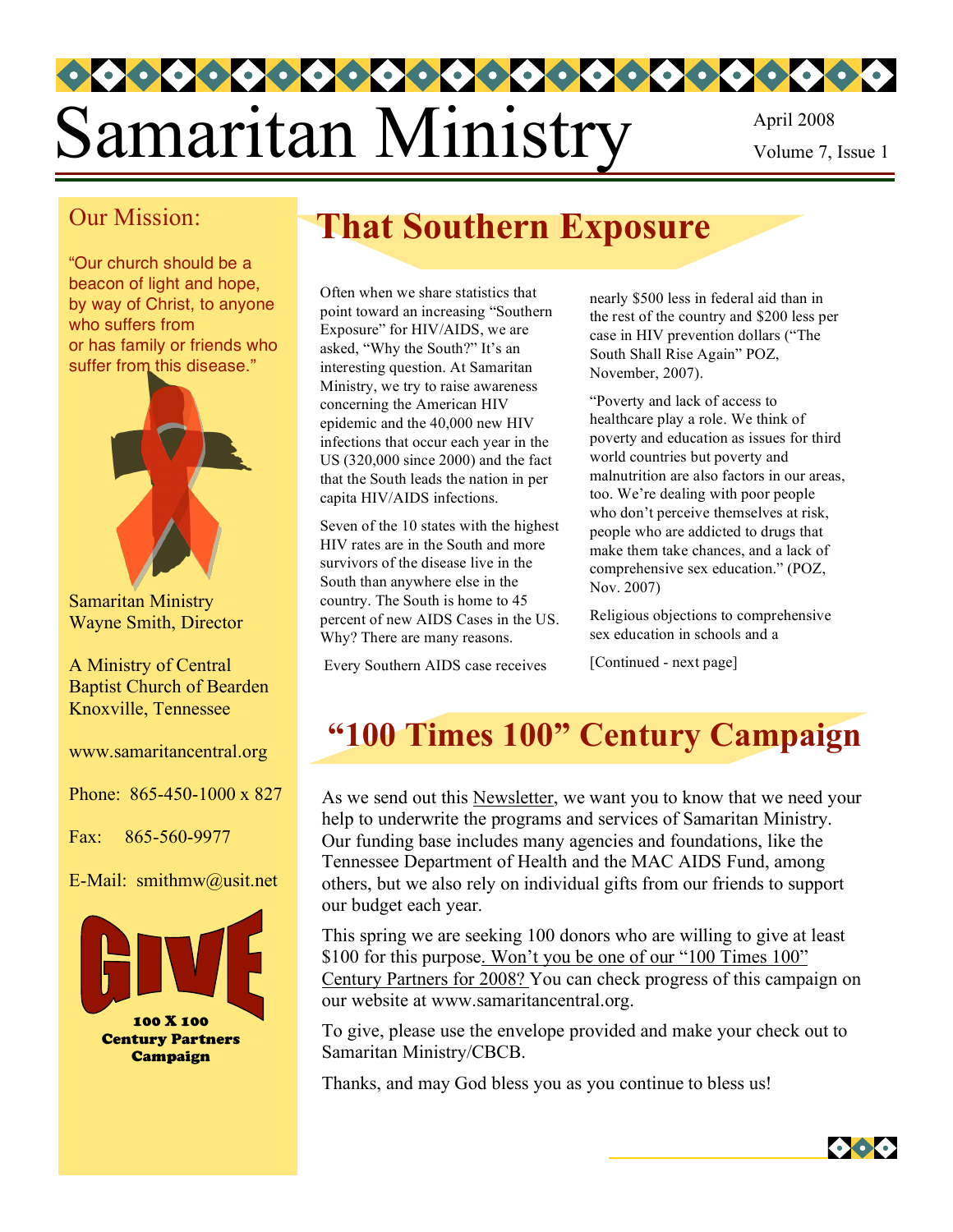# Samaritan Ministry

April 2008
Volume 7, Issue 1

## Our Mission:

"Our church should be a beacon of light and hope, by way of Christ, to anyone who suffers from or has family or friends who suffer from this disease."

Samaritan Ministry
Wayne Smith, Director

A Ministry of Central Baptist Church of Bearden
Knoxville, Tennessee

www.samaritancentral.org

Phone: 865-450-1000 x 827

Fax: 865-560-9977

E-Mail: smithmw@usit.net

**GIVE**

**100 X 100 Century Partners Campaign**

## That Southern Exposure

Often when we share statistics that point toward an increasing "Southern Exposure" for HIV/AIDS, we are asked, "Why the South?" It's an interesting question. At Samaritan Ministry, we try to raise awareness concerning the American HIV epidemic and the 40,000 new HIV infections that occur each year in the US (320,000 since 2000) and the fact that the South leads the nation in per capita HIV/AIDS infections.

Seven of the 10 states with the highest HIV rates are in the South and more survivors of the disease live in the South than anywhere else in the country. The South is home to 45 percent of new AIDS Cases in the US. Why? There are many reasons.

Every Southern AIDS case receives nearly $500 less in federal aid than in the rest of the country and $200 less per case in HIV prevention dollars ("The South Shall Rise Again" POZ, November, 2007).

"Poverty and lack of access to healthcare play a role. We think of poverty and education as issues for third world countries but poverty and malnutrition are also factors in our areas, too. We're dealing with poor people who don't perceive themselves at risk, people who are addicted to drugs that make them take chances, and a lack of comprehensive sex education." (POZ, Nov. 2007)

Religious objections to comprehensive sex education in schools and a

[Continued - next page]

## "100 Times 100" Century Campaign

As we send out this Newsletter, we want you to know that we need your help to underwrite the programs and services of Samaritan Ministry. Our funding base includes many agencies and foundations, like the Tennessee Department of Health and the MAC AIDS Fund, among others, but we also rely on individual gifts from our friends to support our budget each year.

This spring we are seeking 100 donors who are willing to give at least $100 for this purpose. Won't you be one of our "100 Times 100" Century Partners for 2008? You can check progress of this campaign on our website at www.samaritancentral.org.

To give, please use the envelope provided and make your check out to Samaritan Ministry/CBCB.

Thanks, and may God bless you as you continue to bless us!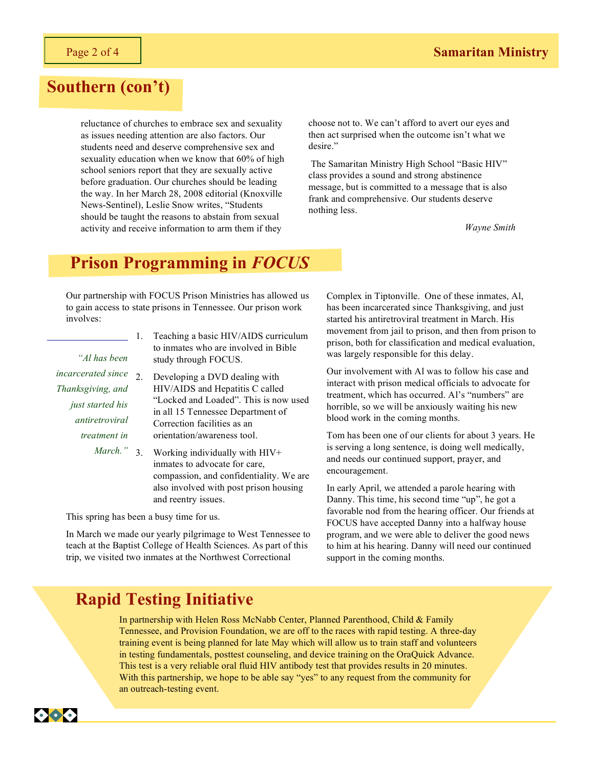## Southern (con't)

reluctance of churches to embrace sex and sexuality as issues needing attention are also factors. Our students need and deserve comprehensive sex and sexuality education when we know that 60% of high school seniors report that they are sexually active before graduation. Our churches should be leading the way. In her March 28, 2008 editorial (Knoxville News-Sentinel), Leslie Snow writes, "Students should be taught the reasons to abstain from sexual activity and receive information to arm them if they choose not to. We can't afford to avert our eyes and then act surprised when the outcome isn't what we desire."

The Samaritan Ministry High School "Basic HIV" class provides a sound and strong abstinence message, but is committed to a message that is also frank and comprehensive. Our students deserve nothing less.

*Wayne Smith*

## Prison Programming in *FOCUS*

Our partnership with FOCUS Prison Ministries has allowed us to gain access to state prisons in Tennessee. Our prison work involves:

1. Teaching a basic HIV/AIDS curriculum to inmates who are involved in Bible study through FOCUS.
2. Developing a DVD dealing with HIV/AIDS and Hepatitis C called "Locked and Loaded". This is now used in all 15 Tennessee Department of Correction facilities as an orientation/awareness tool.
3. Working individually with HIV+ inmates to advocate for care, compassion, and confidentiality. We are also involved with post prison housing and reentry issues.

*"Al has been incarcerated since Thanksgiving, and just started his antiretroviral treatment in March."*

This spring has been a busy time for us.

In March we made our yearly pilgrimage to West Tennessee to teach at the Baptist College of Health Sciences. As part of this trip, we visited two inmates at the Northwest Correctional Complex in Tiptonville. One of these inmates, Al, has been incarcerated since Thanksgiving, and just started his antiretroviral treatment in March. His movement from jail to prison, and then from prison to prison, both for classification and medical evaluation, was largely responsible for this delay.

Our involvement with Al was to follow his case and interact with prison medical officials to advocate for treatment, which has occurred. Al's "numbers" are horrible, so we will be anxiously waiting his new blood work in the coming months.

Tom has been one of our clients for about 3 years. He is serving a long sentence, is doing well medically, and needs our continued support, prayer, and encouragement.

In early April, we attended a parole hearing with Danny. This time, his second time "up", he got a favorable nod from the hearing officer. Our friends at FOCUS have accepted Danny into a halfway house program, and we were able to deliver the good news to him at his hearing. Danny will need our continued support in the coming months.

## Rapid Testing Initiative

In partnership with Helen Ross McNabb Center, Planned Parenthood, Child & Family Tennessee, and Provision Foundation, we are off to the races with rapid testing. A three-day training event is being planned for late May which will allow us to train staff and volunteers in testing fundamentals, posttest counseling, and device training on the OraQuick Advance. This test is a very reliable oral fluid HIV antibody test that provides results in 20 minutes. With this partnership, we hope to be able say "yes" to any request from the community for an outreach-testing event.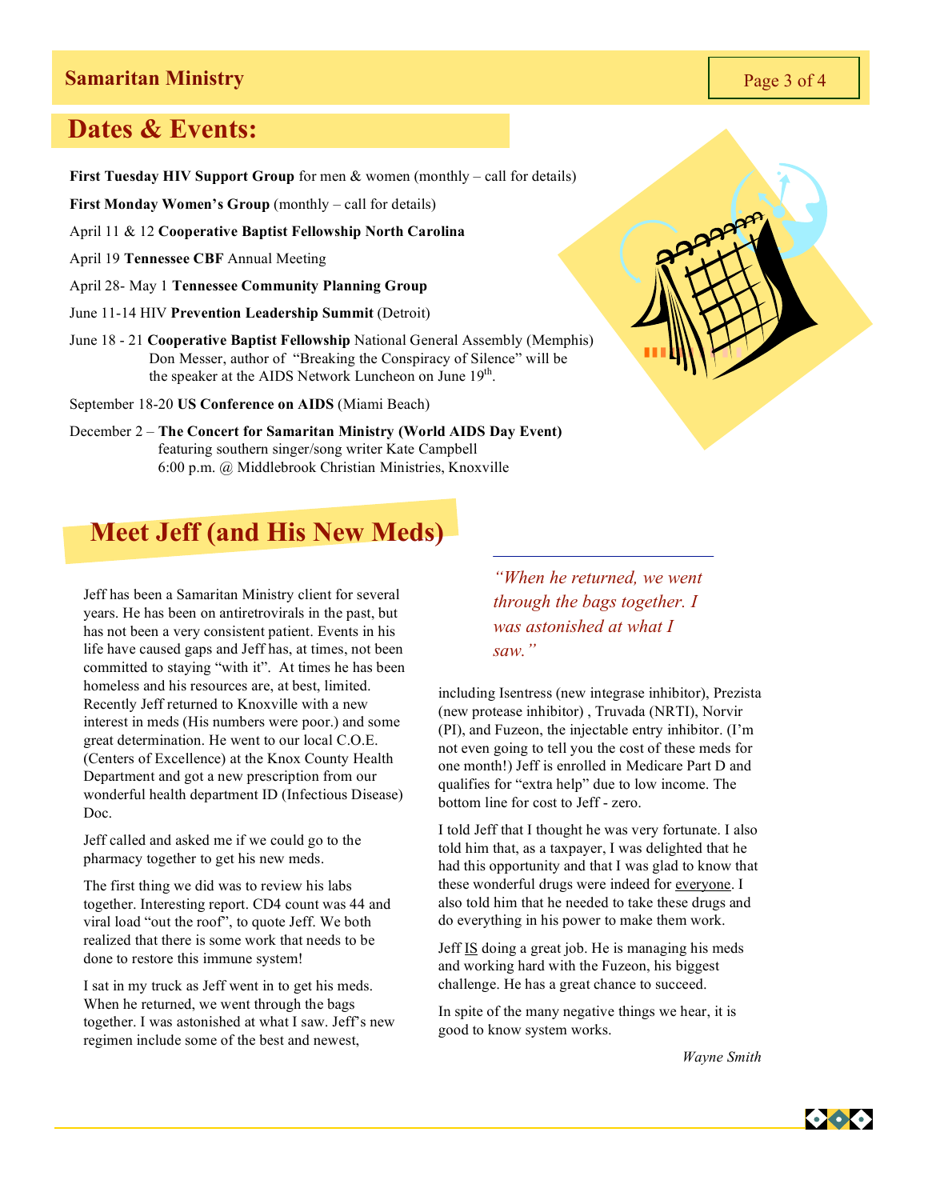## Dates & Events:

**First Tuesday HIV Support Group** for men & women (monthly – call for details)

**First Monday Women's Group** (monthly – call for details)

April 11 & 12 **Cooperative Baptist Fellowship North Carolina**

April 19 **Tennessee CBF** Annual Meeting

April 28- May 1 **Tennessee Community Planning Group**

June 11-14 HIV **Prevention Leadership Summit** (Detroit)

June 18 - 21 **Cooperative Baptist Fellowship** National General Assembly (Memphis)
Don Messer, author of "Breaking the Conspiracy of Silence" will be the speaker at the AIDS Network Luncheon on June 19th.

September 18-20 **US Conference on AIDS** (Miami Beach)

December 2 – **The Concert for Samaritan Ministry (World AIDS Day Event)**
featuring southern singer/song writer Kate Campbell
6:00 p.m. @ Middlebrook Christian Ministries, Knoxville

## Meet Jeff (and His New Meds)

Jeff has been a Samaritan Ministry client for several years. He has been on antiretrovirals in the past, but has not been a very consistent patient. Events in his life have caused gaps and Jeff has, at times, not been committed to staying "with it". At times he has been homeless and his resources are, at best, limited. Recently Jeff returned to Knoxville with a new interest in meds (His numbers were poor.) and some great determination. He went to our local C.O.E. (Centers of Excellence) at the Knox County Health Department and got a new prescription from our wonderful health department ID (Infectious Disease) Doc.

Jeff called and asked me if we could go to the pharmacy together to get his new meds.

The first thing we did was to review his labs together. Interesting report. CD4 count was 44 and viral load "out the roof", to quote Jeff. We both realized that there is some work that needs to be done to restore this immune system!

I sat in my truck as Jeff went in to get his meds. When he returned, we went through the bags together. I was astonished at what I saw. Jeff's new regimen include some of the best and newest,

*"When he returned, we went through the bags together. I was astonished at what I saw."*

including Isentress (new integrase inhibitor), Prezista (new protease inhibitor) , Truvada (NRTI), Norvir (PI), and Fuzeon, the injectable entry inhibitor. (I'm not even going to tell you the cost of these meds for one month!) Jeff is enrolled in Medicare Part D and qualifies for "extra help" due to low income. The bottom line for cost to Jeff - zero.

I told Jeff that I thought he was very fortunate. I also told him that, as a taxpayer, I was delighted that he had this opportunity and that I was glad to know that these wonderful drugs were indeed for <u>everyone</u>. I also told him that he needed to take these drugs and do everything in his power to make them work.

Jeff <u>IS</u> doing a great job. He is managing his meds and working hard with the Fuzeon, his biggest challenge. He has a great chance to succeed.

In spite of the many negative things we hear, it is good to know system works.

*Wayne Smith*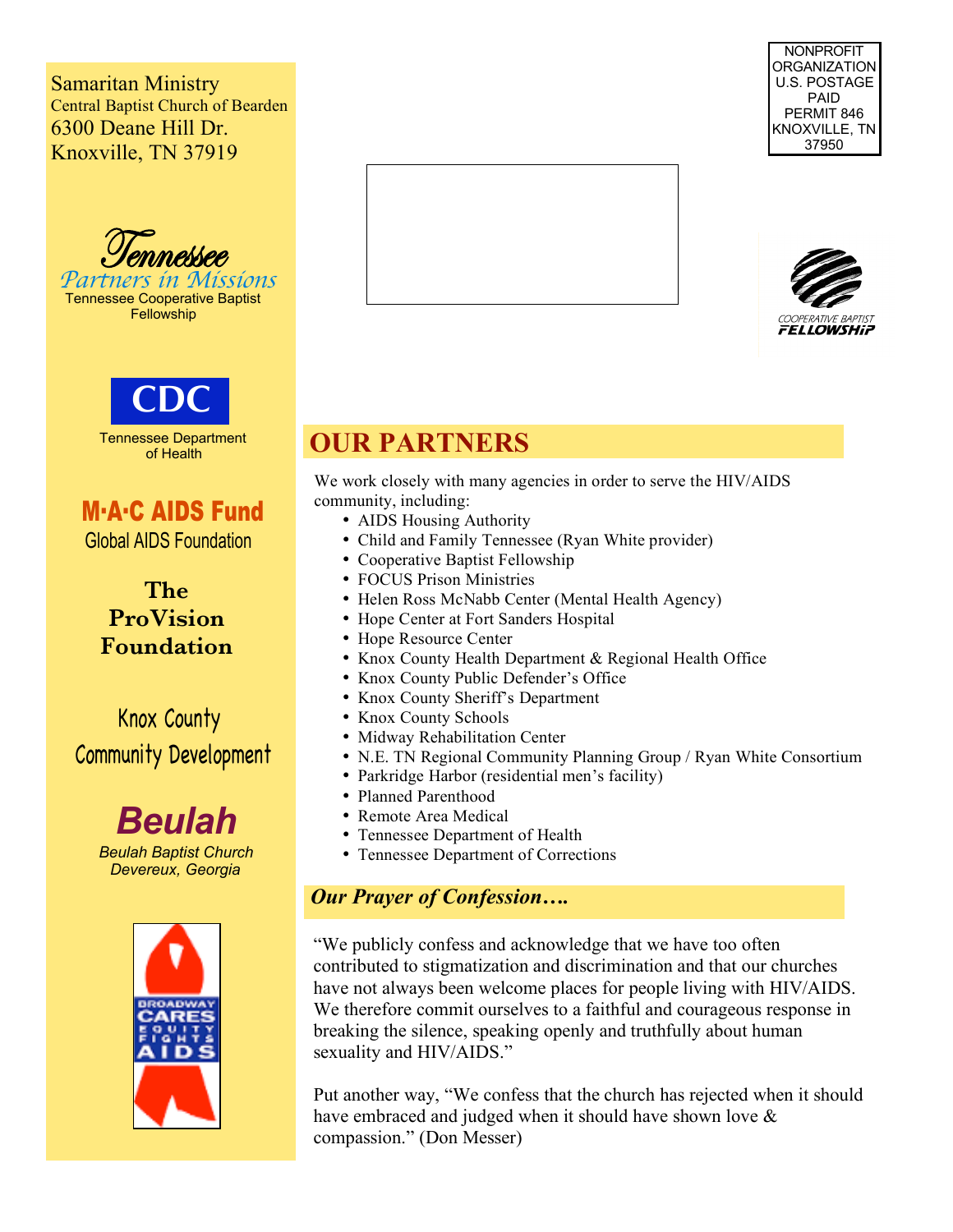Samaritan Ministry
Central Baptist Church of Bearden
6300 Deane Hill Dr.
Knoxville, TN 37919

NONPROFIT ORGANIZATION
U.S. POSTAGE PAID
PERMIT 846
KNOXVILLE, TN 37950

Tennessee
Partners in Missions
Tennessee Cooperative Baptist Fellowship

COOPERATIVE BAPTIST FELLOWSHIP

CDC
Tennessee Department of Health

M·A·C AIDS Fund
Global AIDS Foundation

The ProVision Foundation

Knox County Community Development

Beulah
*Beulah Baptist Church*
*Devereux, Georgia*

BROADWAY CARES EQUITY FIGHTS AIDS

## OUR PARTNERS

We work closely with many agencies in order to serve the HIV/AIDS community, including:

- AIDS Housing Authority
- Child and Family Tennessee (Ryan White provider)
- Cooperative Baptist Fellowship
- FOCUS Prison Ministries
- Helen Ross McNabb Center (Mental Health Agency)
- Hope Center at Fort Sanders Hospital
- Hope Resource Center
- Knox County Health Department & Regional Health Office
- Knox County Public Defender's Office
- Knox County Sheriff's Department
- Knox County Schools
- Midway Rehabilitation Center
- N.E. TN Regional Community Planning Group / Ryan White Consortium
- Parkridge Harbor (residential men's facility)
- Planned Parenthood
- Remote Area Medical
- Tennessee Department of Health
- Tennessee Department of Corrections

### *Our Prayer of Confession….*

"We publicly confess and acknowledge that we have too often contributed to stigmatization and discrimination and that our churches have not always been welcome places for people living with HIV/AIDS. We therefore commit ourselves to a faithful and courageous response in breaking the silence, speaking openly and truthfully about human sexuality and HIV/AIDS."

Put another way, "We confess that the church has rejected when it should have embraced and judged when it should have shown love & compassion." (Don Messer)